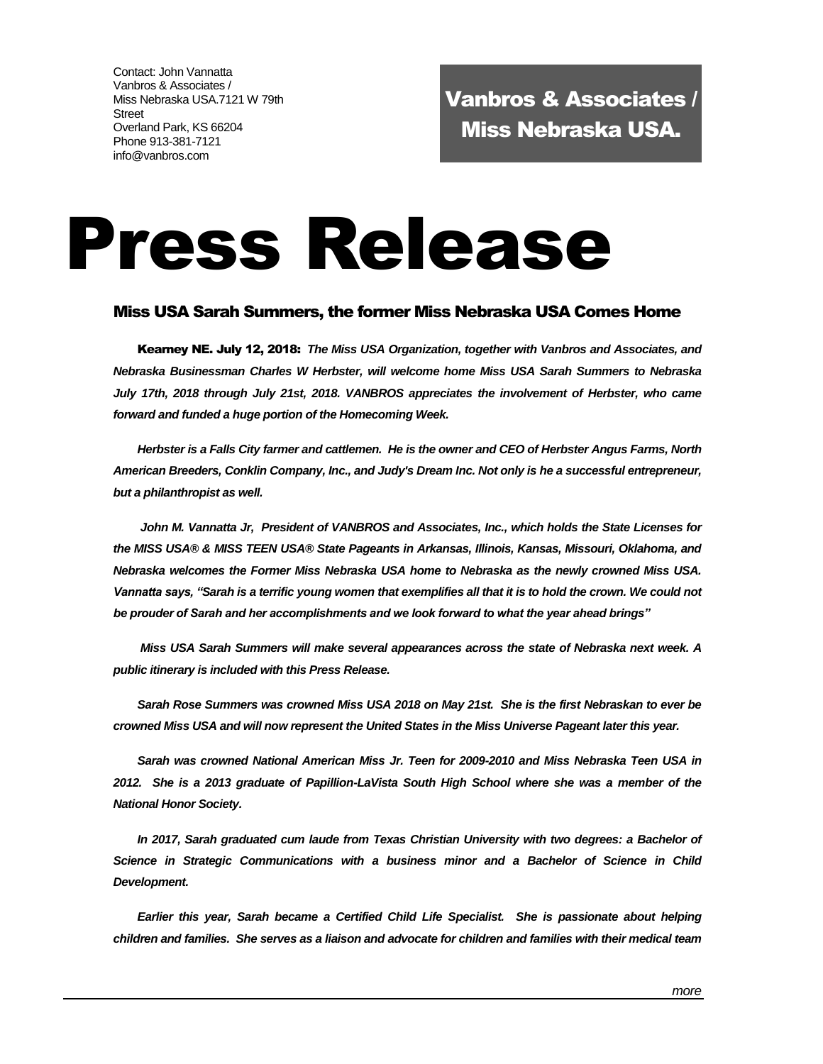Contact: John Vannatta
Vanbros & Associates /
Miss Nebraska USA.7121 W 79th
Street
Overland Park, KS 66204
Phone 913-381-7121
info@vanbros.com

**Vanbros & Associates / Miss Nebraska USA.**

# Press Release

### Miss USA Sarah Summers, the former Miss Nebraska USA Comes Home

**Kearney NE. July 12, 2018:** ***The Miss USA Organization, together with Vanbros and Associates, and Nebraska Businessman Charles W Herbster, will welcome home Miss USA Sarah Summers to Nebraska July 17th, 2018 through July 21st, 2018. VANBROS appreciates the involvement of Herbster, who came forward and funded a huge portion of the Homecoming Week.***

***Herbster is a Falls City farmer and cattlemen. He is the owner and CEO of Herbster Angus Farms, North American Breeders, Conklin Company, Inc., and Judy's Dream Inc. Not only is he a successful entrepreneur, but a philanthropist as well.***

***John M. Vannatta Jr, President of VANBROS and Associates, Inc., which holds the State Licenses for the MISS USA® & MISS TEEN USA® State Pageants in Arkansas, Illinois, Kansas, Missouri, Oklahoma, and Nebraska welcomes the Former Miss Nebraska USA home to Nebraska as the newly crowned Miss USA. Vannatta says, "Sarah is a terrific young women that exemplifies all that it is to hold the crown. We could not be prouder of Sarah and her accomplishments and we look forward to what the year ahead brings"***

***Miss USA Sarah Summers will make several appearances across the state of Nebraska next week. A public itinerary is included with this Press Release.***

***Sarah Rose Summers was crowned Miss USA 2018 on May 21st. She is the first Nebraskan to ever be crowned Miss USA and will now represent the United States in the Miss Universe Pageant later this year.***

***Sarah was crowned National American Miss Jr. Teen for 2009-2010 and Miss Nebraska Teen USA in 2012. She is a 2013 graduate of Papillion-LaVista South High School where she was a member of the National Honor Society.***

***In 2017, Sarah graduated cum laude from Texas Christian University with two degrees: a Bachelor of Science in Strategic Communications with a business minor and a Bachelor of Science in Child Development.***

***Earlier this year, Sarah became a Certified Child Life Specialist. She is passionate about helping children and families. She serves as a liaison and advocate for children and families with their medical team***

*more*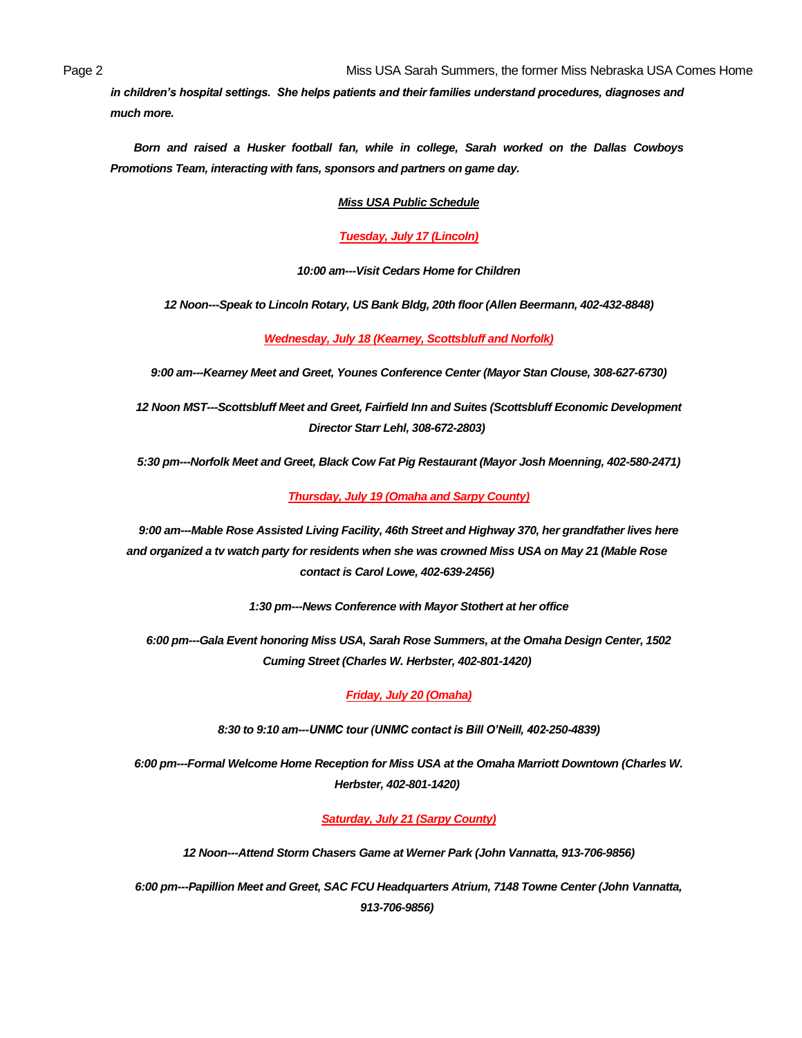*in children's hospital settings. She helps patients and their families understand procedures, diagnoses and much more.*

*Born and raised a Husker football fan, while in college, Sarah worked on the Dallas Cowboys Promotions Team, interacting with fans, sponsors and partners on game day.*

## ***Miss USA Public Schedule***

### ***Tuesday, July 17 (Lincoln)***

*10:00 am---Visit Cedars Home for Children*

*12 Noon---Speak to Lincoln Rotary, US Bank Bldg, 20th floor (Allen Beermann, 402-432-8848)*

### ***Wednesday, July 18 (Kearney, Scottsbluff and Norfolk)***

*9:00 am---Kearney Meet and Greet, Younes Conference Center (Mayor Stan Clouse, 308-627-6730)*

*12 Noon MST---Scottsbluff Meet and Greet, Fairfield Inn and Suites (Scottsbluff Economic Development Director Starr Lehl, 308-672-2803)*

*5:30 pm---Norfolk Meet and Greet, Black Cow Fat Pig Restaurant (Mayor Josh Moenning, 402-580-2471)*

### ***Thursday, July 19 (Omaha and Sarpy County)***

*9:00 am---Mable Rose Assisted Living Facility, 46th Street and Highway 370, her grandfather lives here and organized a tv watch party for residents when she was crowned Miss USA on May 21 (Mable Rose contact is Carol Lowe, 402-639-2456)*

*1:30 pm---News Conference with Mayor Stothert at her office*

*6:00 pm---Gala Event honoring Miss USA, Sarah Rose Summers, at the Omaha Design Center, 1502 Cuming Street (Charles W. Herbster, 402-801-1420)*

### ***Friday, July 20 (Omaha)***

*8:30 to 9:10 am---UNMC tour (UNMC contact is Bill O'Neill, 402-250-4839)*

*6:00 pm---Formal Welcome Home Reception for Miss USA at the Omaha Marriott Downtown (Charles W. Herbster, 402-801-1420)*

### ***Saturday, July 21 (Sarpy County)***

*12 Noon---Attend Storm Chasers Game at Werner Park (John Vannatta, 913-706-9856)*

*6:00 pm---Papillion Meet and Greet, SAC FCU Headquarters Atrium, 7148 Towne Center (John Vannatta, 913-706-9856)*